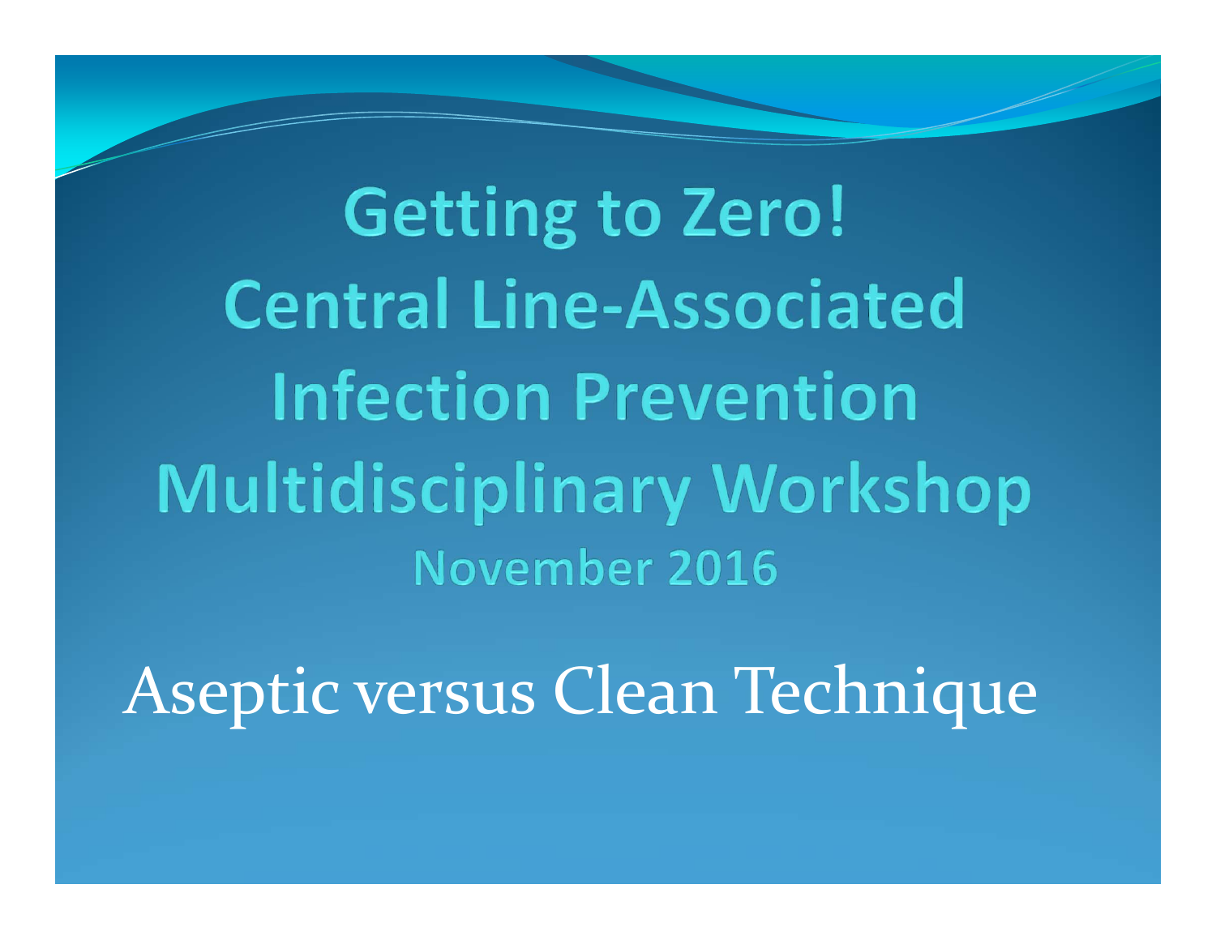# Getting to Zero! Central Line-Associated Infection Prevention Multidisciplinary Workshop

**November 2016**

## Aseptic versus Clean Technique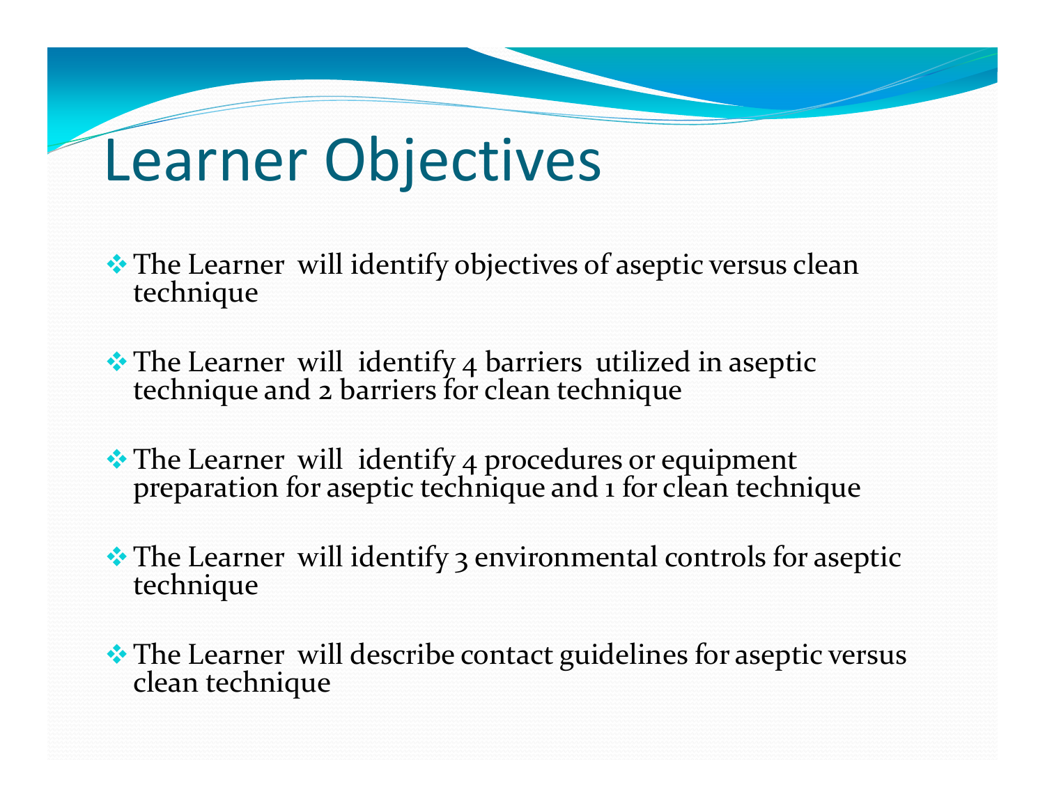# Learner Objectives

- The Learner will identify objectives of aseptic versus clean technique
- The Learner will identify 4 barriers utilized in aseptic technique and 2 barriers for clean technique
- The Learner will identify 4 procedures or equipment preparation for aseptic technique and 1 for clean technique
- The Learner will identify 3 environmental controls for aseptic technique
- The Learner will describe contact guidelines for aseptic versus clean technique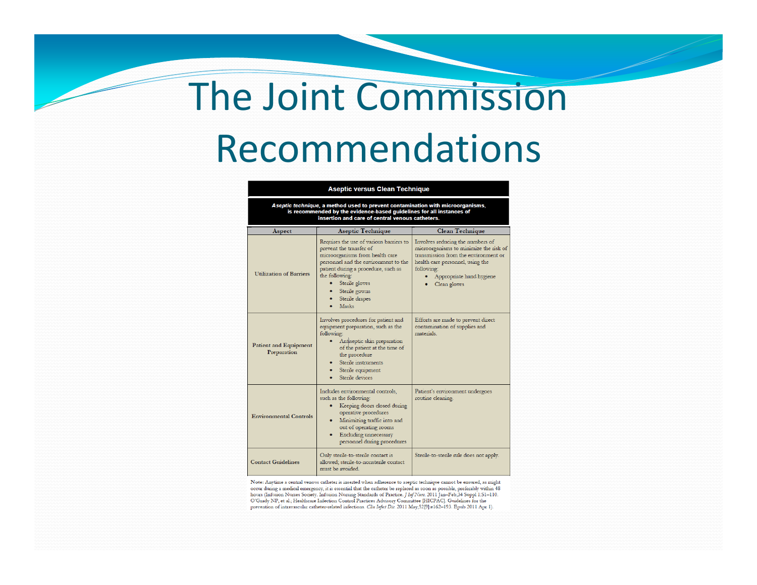# The Joint Commission Recommendations

**Aseptic versus Clean Technique**

***Aseptic technique*, a method used to prevent contamination with microorganisms, is recommended by the evidence-based guidelines for all instances of insertion and care of central venous catheters.**

| Aspect | Aseptic Technique | Clean Technique |
|---|---|---|
| Utilization of Barriers | Requires the use of various barriers to prevent the transfer of microorganisms from health care personnel and the environment to the patient during a procedure, such as the following: • Sterile gloves • Sterile gowns • Sterile drapes • Masks | Involves reducing the numbers of microorganisms to minimize the risk of transmission from the environment or health care personnel, using the following: • Appropriate hand hygiene • Clean gloves |
| Patient and Equipment Preparation | Involves procedures for patient and equipment preparation, such as the following: • Antiseptic skin preparation of the patient at the time of the procedure • Sterile instruments • Sterile equipment • Sterile devices | Efforts are made to prevent direct contamination of supplies and materials. |
| Environmental Controls | Includes environmental controls, such as the following: • Keeping doors closed during operative procedures • Minimizing traffic into and out of operating rooms • Excluding unnecessary personnel during procedures | Patient's environment undergoes routine cleaning. |
| Contact Guidelines | Only sterile-to-sterile contact is allowed; sterile-to-nonsterile contact must be avoided. | Sterile-to-sterile rule does not apply. |

Note: Anytime a central venous catheter is inserted when adherence to aseptic technique cannot be ensured, as might occur during a medical emergency, it is essential that the catheter be replaced as soon as possible, preferably within 48 hours (Infusion Nurses Society. Infusion Nursing Standards of Practice. *J Inf Nurs.* 2011 Jan–Feb;34 Suppl 1:S1–110. O'Grady NP, et al.; Healthcare Infection Control Practices Advisory Committee [HICPAC]. Guidelines for the prevention of intravascular catheter-related infections. *Clin Infect Dis.* 2011 May;52(9):e162–193. Epub 2011 Apr 1).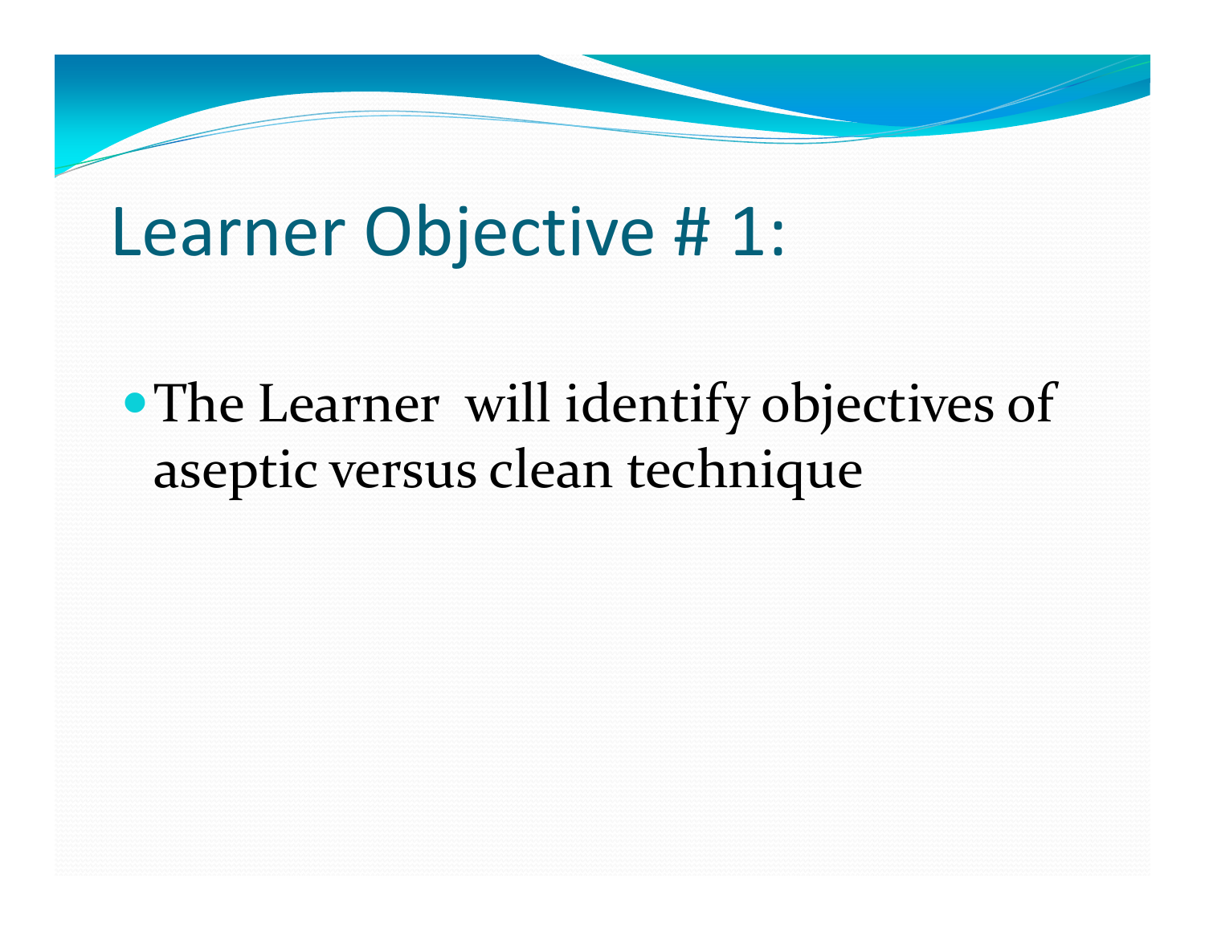# Learner Objective # 1:

- The Learner will identify objectives of aseptic versus clean technique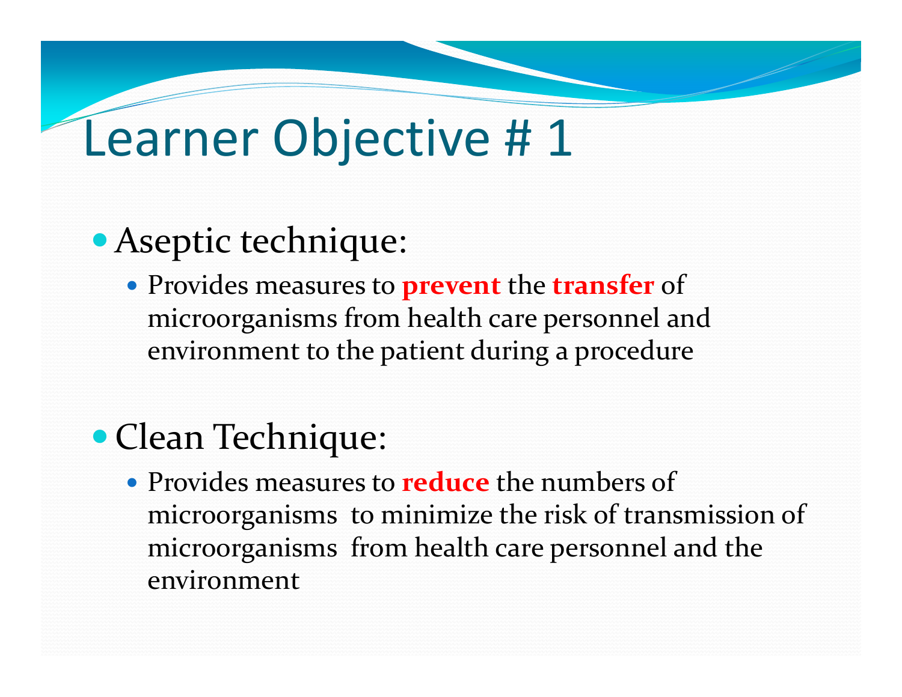# Learner Objective # 1

- Aseptic technique:
  - Provides measures to **prevent** the **transfer** of microorganisms from health care personnel and environment to the patient during a procedure

- Clean Technique:
  - Provides measures to **reduce** the numbers of microorganisms to minimize the risk of transmission of microorganisms from health care personnel and the environment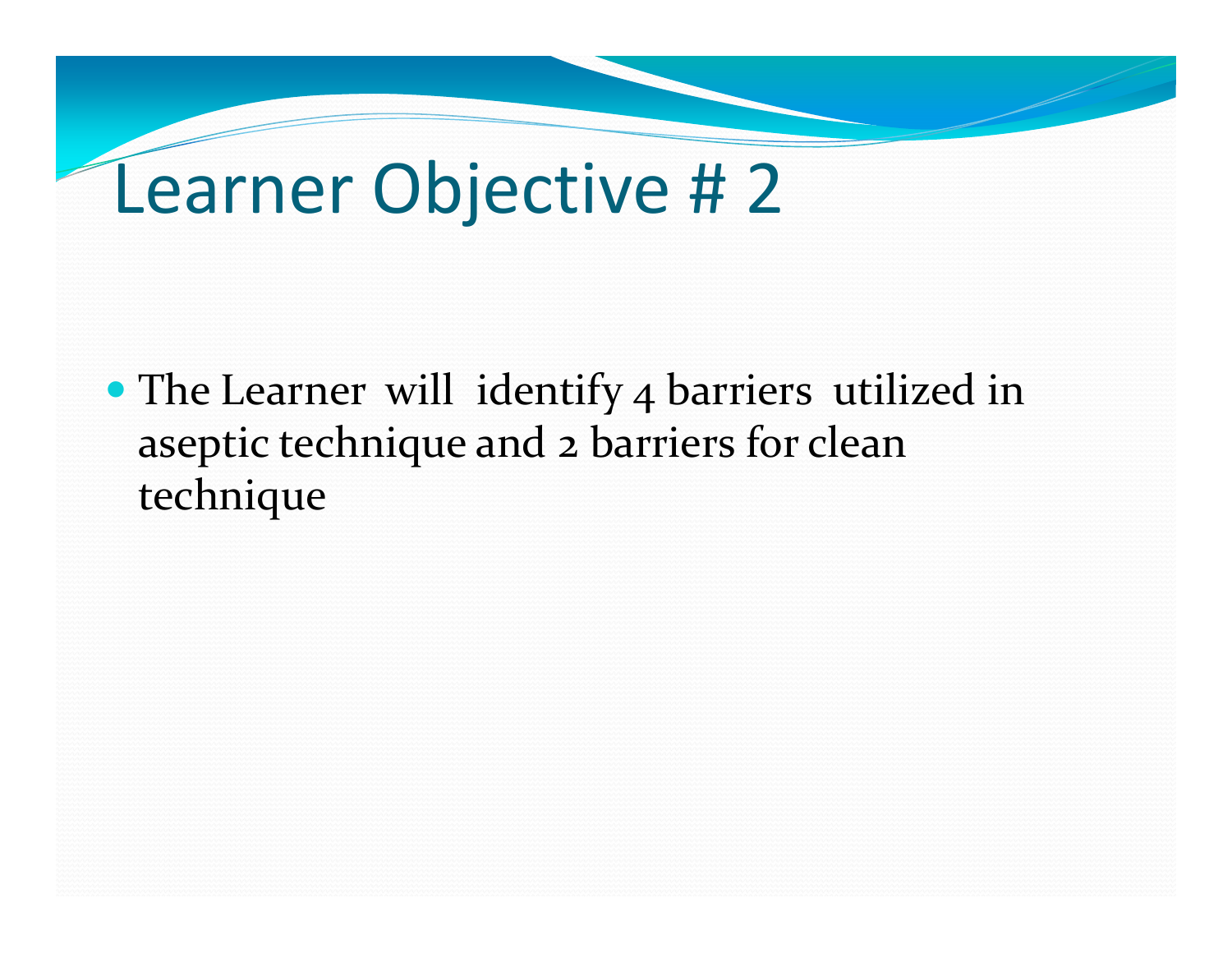# Learner Objective # 2

- The Learner will identify 4 barriers utilized in aseptic technique and 2 barriers for clean technique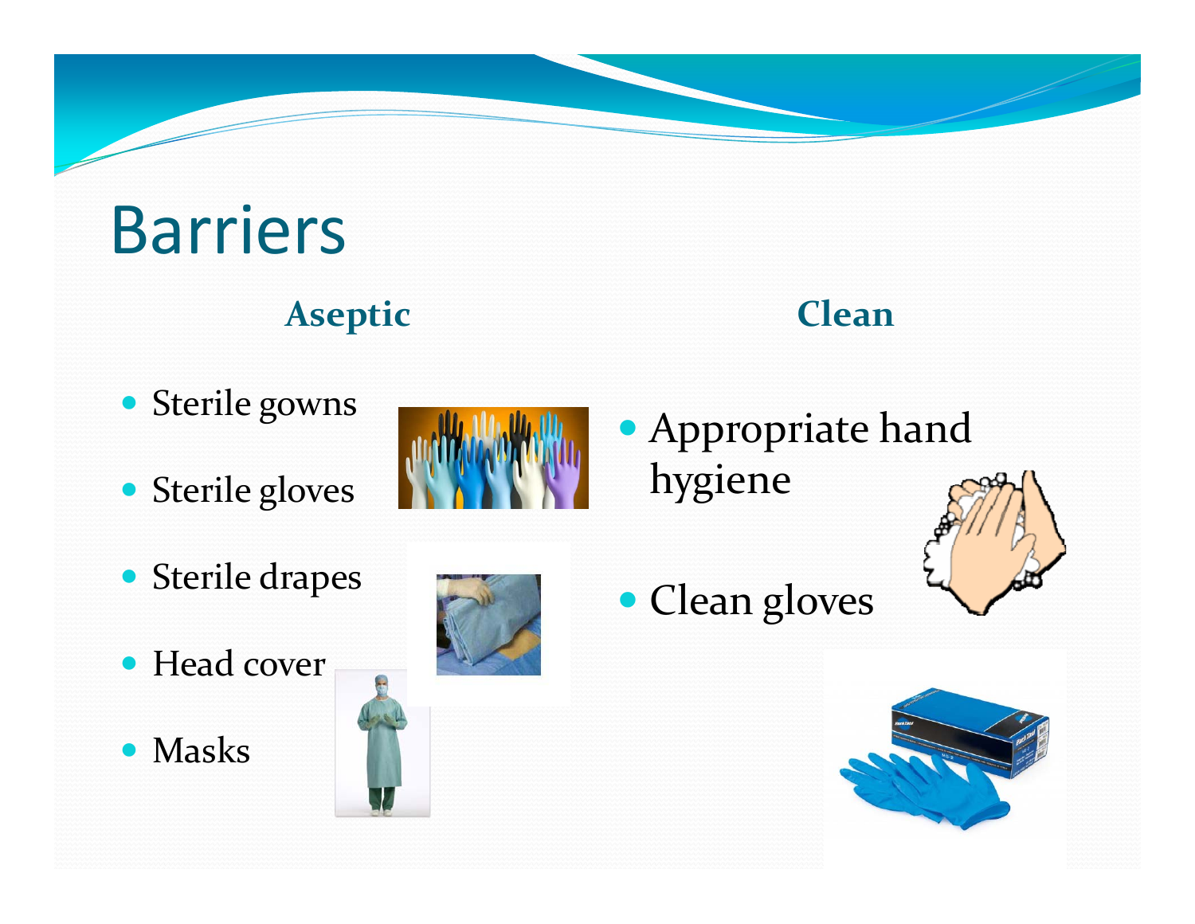# Barriers

**Aseptic**

- Sterile gowns
- Sterile gloves
- Sterile drapes
- Head cover
- Masks

**Clean**

- Appropriate hand hygiene
- Clean gloves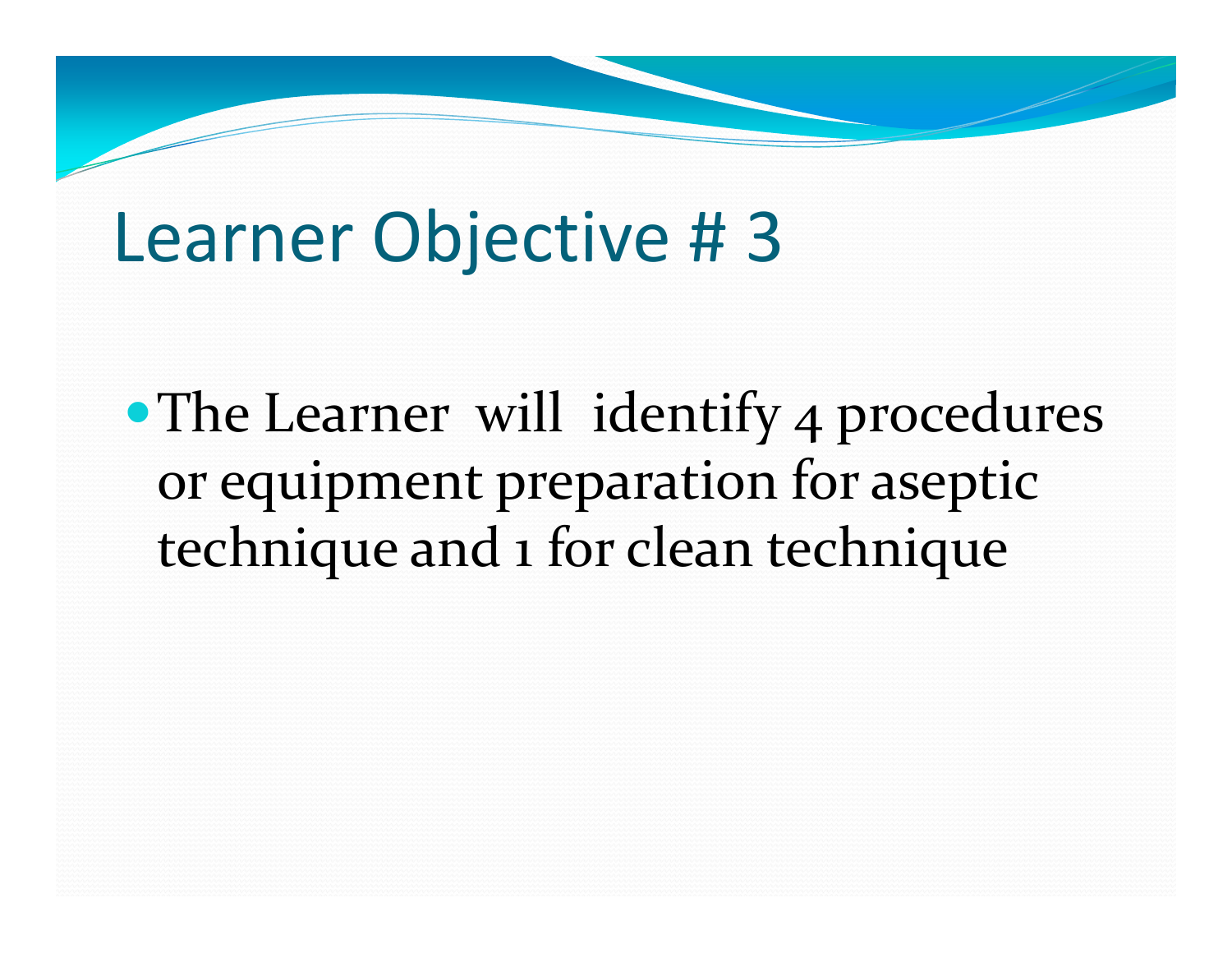# Learner Objective # 3

- The Learner will identify 4 procedures or equipment preparation for aseptic technique and 1 for clean technique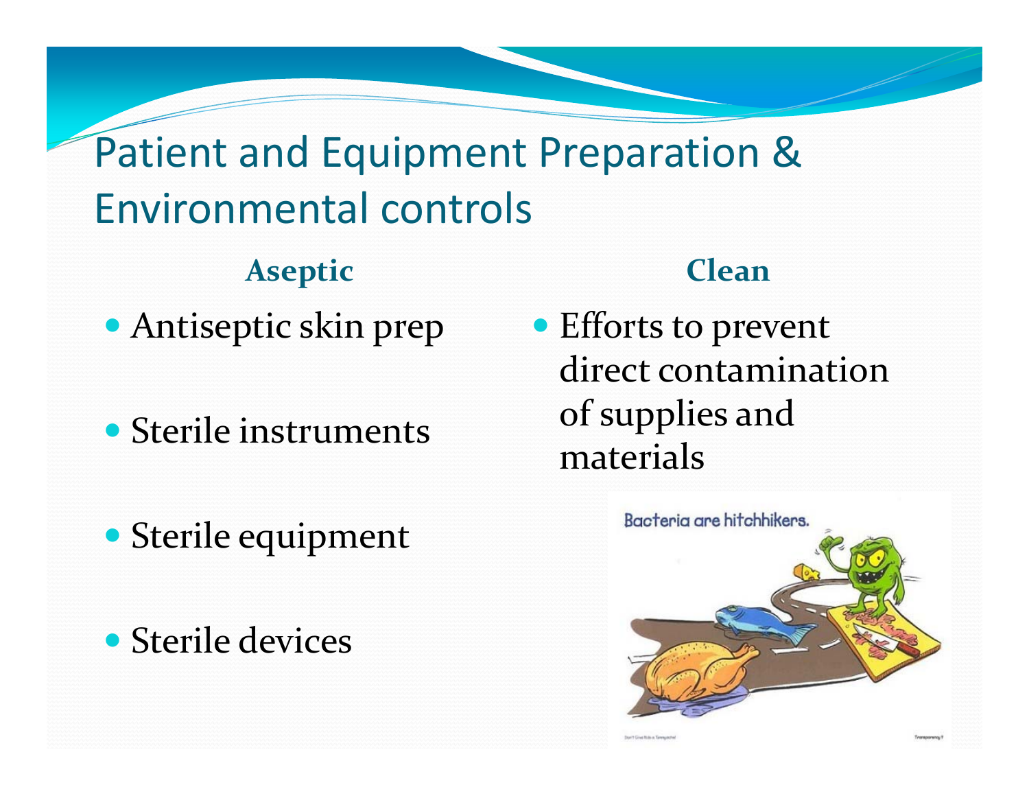# Patient and Equipment Preparation & Environmental controls

**Aseptic**

- Antiseptic skin prep
- Sterile instruments
- Sterile equipment
- Sterile devices

**Clean**

- Efforts to prevent direct contamination of supplies and materials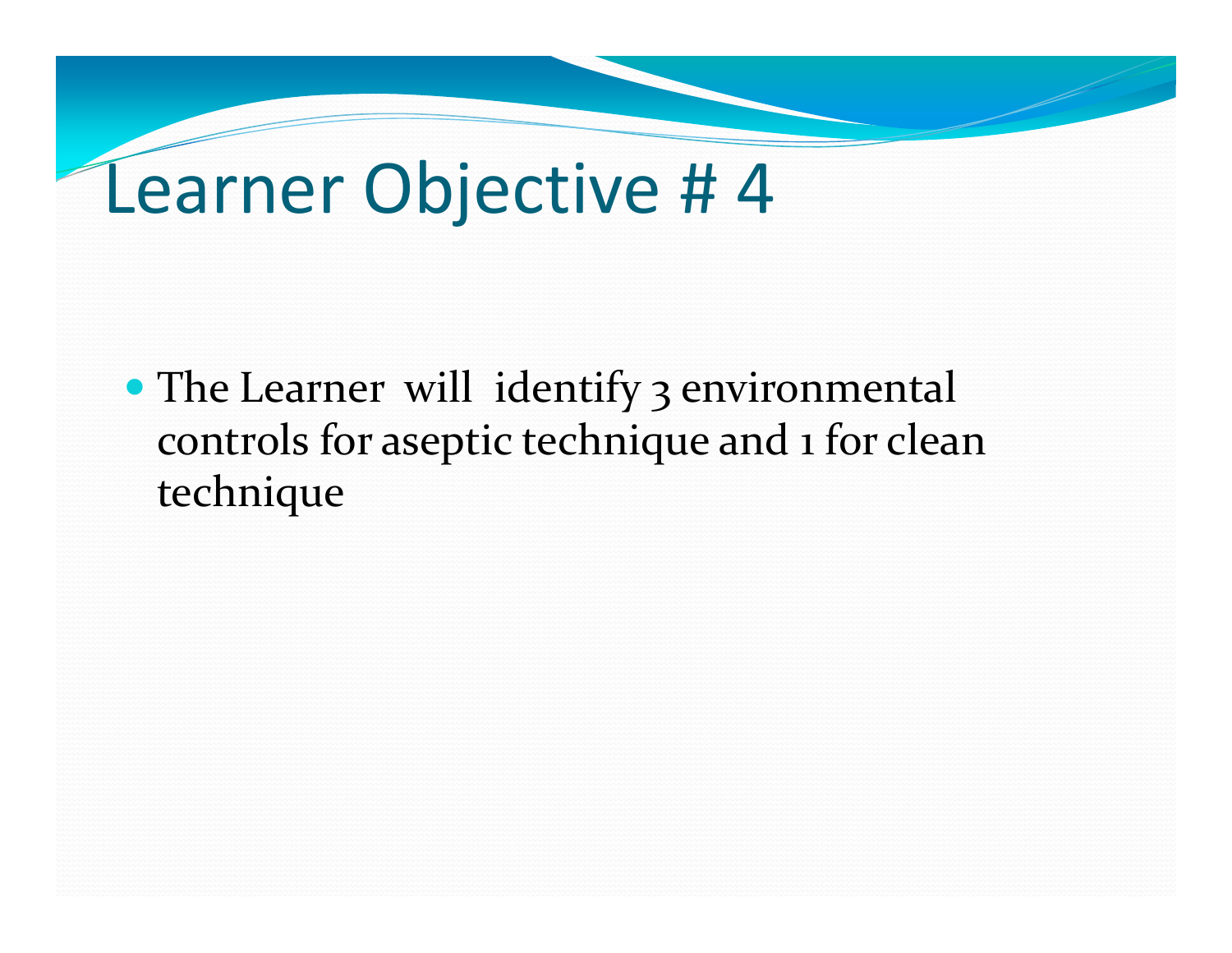# Learner Objective # 4

- The Learner will identify 3 environmental controls for aseptic technique and 1 for clean technique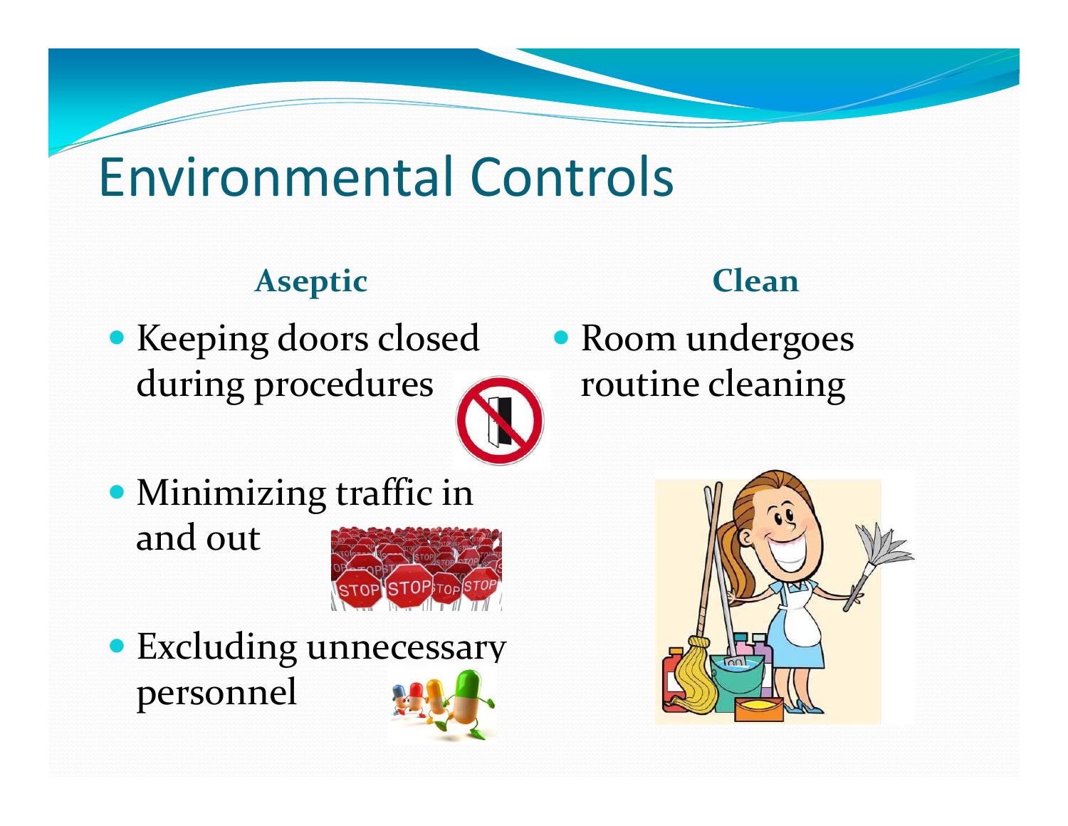# Environmental Controls

**Aseptic**

- Keeping doors closed during procedures
- Minimizing traffic in and out
- Excluding unnecessary personnel

**Clean**

- Room undergoes routine cleaning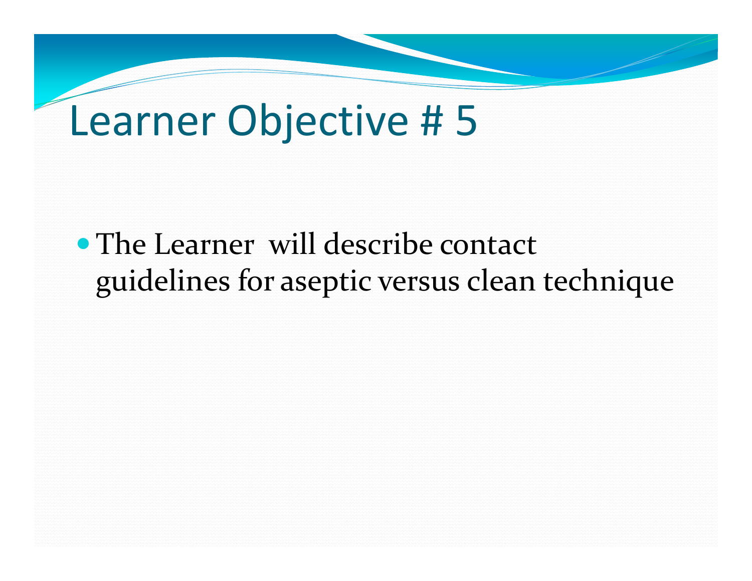# Learner Objective # 5

- The Learner will describe contact guidelines for aseptic versus clean technique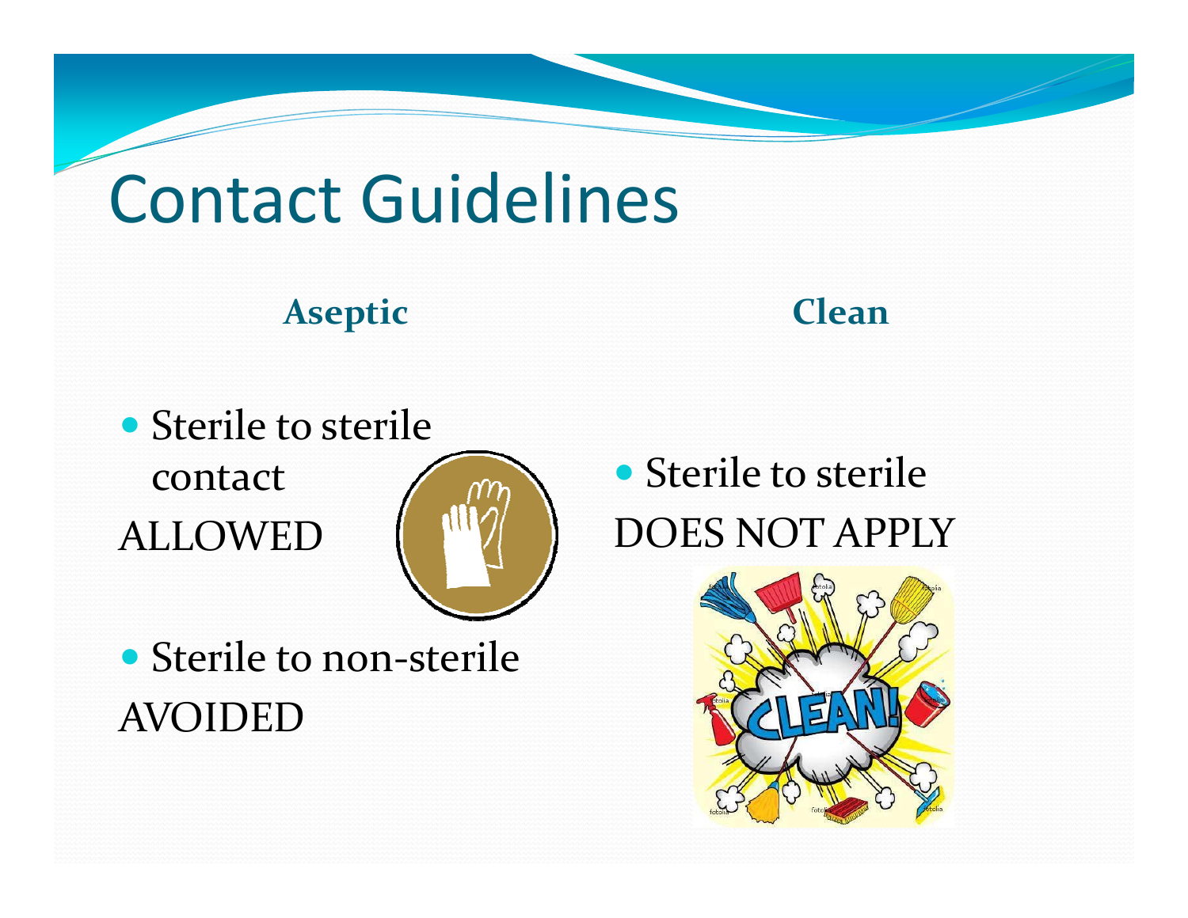# Contact Guidelines

**Aseptic**

- Sterile to sterile contact

ALLOWED

- Sterile to non-sterile

AVOIDED

**Clean**

- Sterile to sterile

DOES NOT APPLY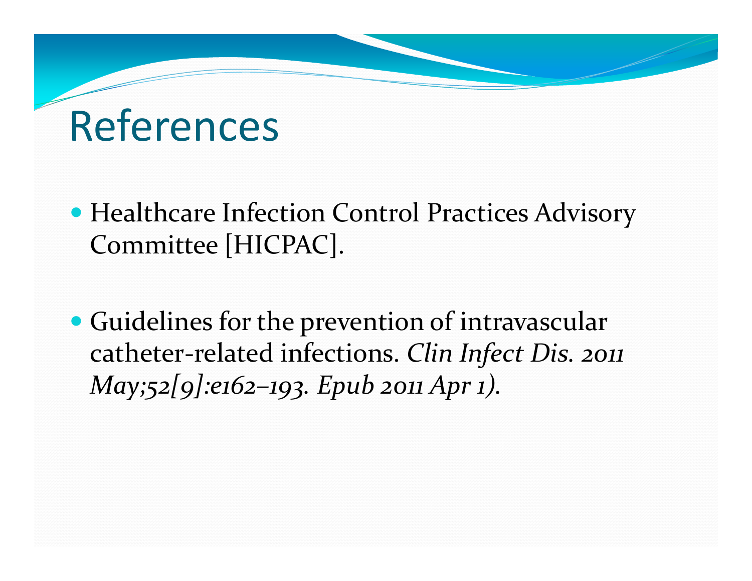# References

- Healthcare Infection Control Practices Advisory Committee [HICPAC].

- Guidelines for the prevention of intravascular catheter-related infections. *Clin Infect Dis. 2011 May;52[9]:e162–193. Epub 2011 Apr 1).*